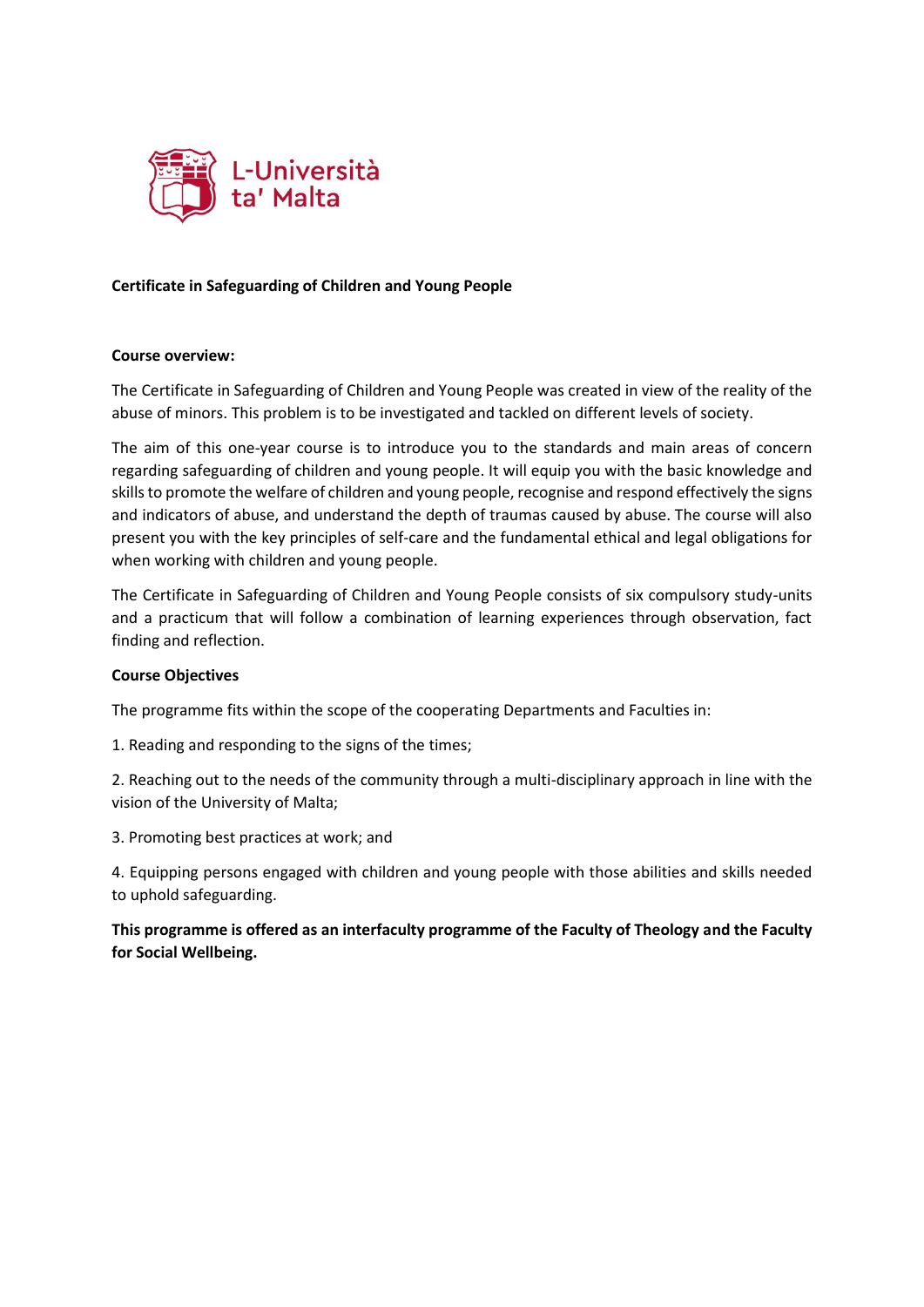L-Università ta' Malta

**Certificate in Safeguarding of Children and Young People**

**Course overview:**

The Certificate in Safeguarding of Children and Young People was created in view of the reality of the abuse of minors. This problem is to be investigated and tackled on different levels of society.

The aim of this one-year course is to introduce you to the standards and main areas of concern regarding safeguarding of children and young people. It will equip you with the basic knowledge and skills to promote the welfare of children and young people, recognise and respond effectively the signs and indicators of abuse, and understand the depth of traumas caused by abuse. The course will also present you with the key principles of self-care and the fundamental ethical and legal obligations for when working with children and young people.

The Certificate in Safeguarding of Children and Young People consists of six compulsory study-units and a practicum that will follow a combination of learning experiences through observation, fact finding and reflection.

**Course Objectives**

The programme fits within the scope of the cooperating Departments and Faculties in:

1. Reading and responding to the signs of the times;

2. Reaching out to the needs of the community through a multi-disciplinary approach in line with the vision of the University of Malta;

3. Promoting best practices at work; and

4. Equipping persons engaged with children and young people with those abilities and skills needed to uphold safeguarding.

**This programme is offered as an interfaculty programme of the Faculty of Theology and the Faculty for Social Wellbeing.**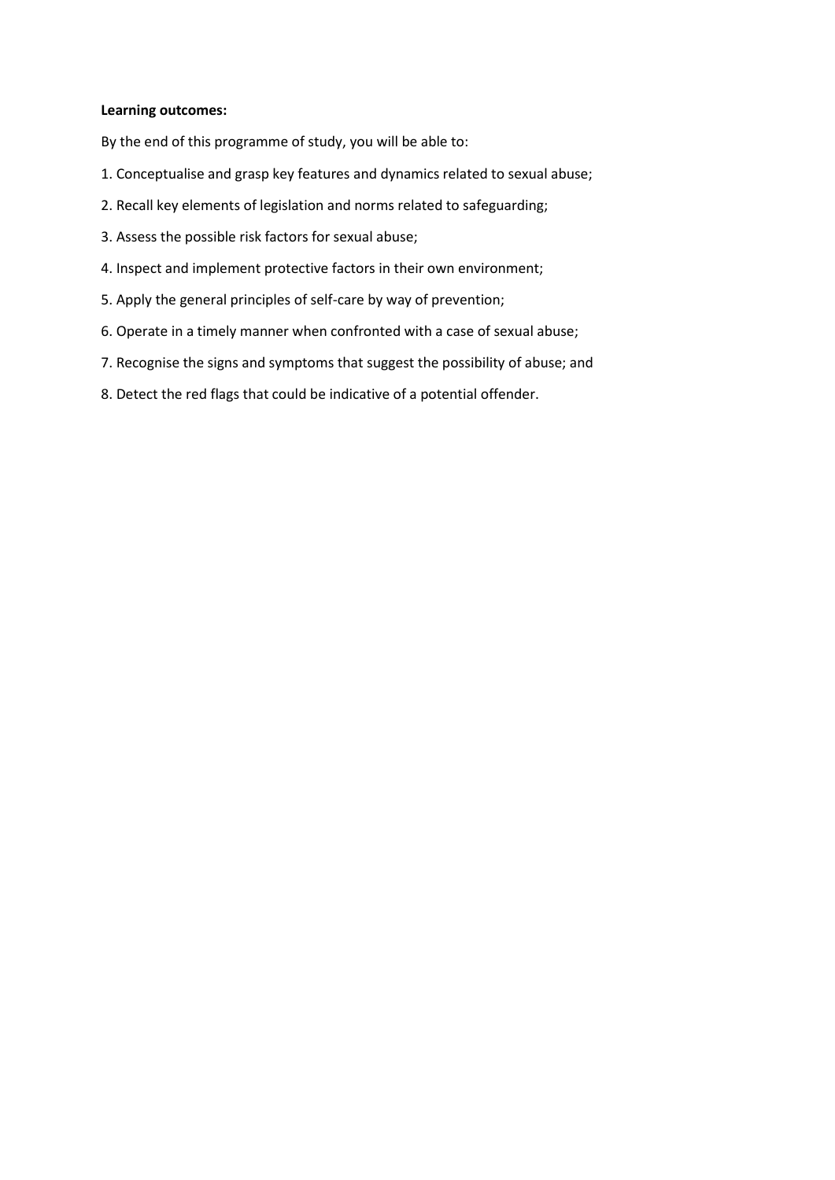**Learning outcomes:**

By the end of this programme of study, you will be able to:

1. Conceptualise and grasp key features and dynamics related to sexual abuse;
2. Recall key elements of legislation and norms related to safeguarding;
3. Assess the possible risk factors for sexual abuse;
4. Inspect and implement protective factors in their own environment;
5. Apply the general principles of self-care by way of prevention;
6. Operate in a timely manner when confronted with a case of sexual abuse;
7. Recognise the signs and symptoms that suggest the possibility of abuse; and
8. Detect the red flags that could be indicative of a potential offender.